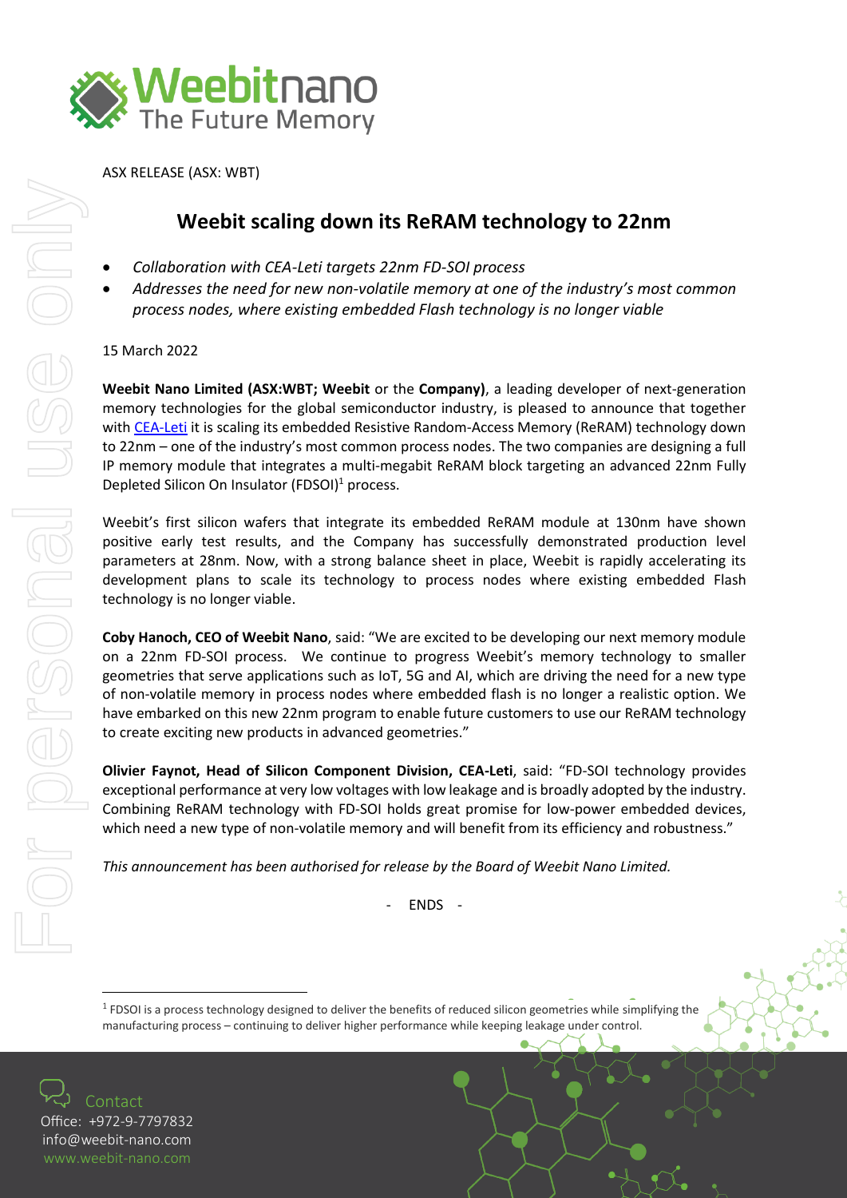ASX RELEASE (ASX: WBT)

# Weebit scaling down its ReRAM technology to 22nm

- *Collaboration with CEA-Leti targets 22nm FD-SOI process*
- *Addresses the need for new non-volatile memory at one of the industry's most common process nodes, where existing embedded Flash technology is no longer viable*

15 March 2022

**Weebit Nano Limited (ASX:WBT; Weebit** or the **Company)**, a leading developer of next-generation memory technologies for the global semiconductor industry, is pleased to announce that together with [CEA-Leti] it is scaling its embedded Resistive Random-Access Memory (ReRAM) technology down to 22nm – one of the industry's most common process nodes. The two companies are designing a full IP memory module that integrates a multi-megabit ReRAM block targeting an advanced 22nm Fully Depleted Silicon On Insulator (FDSOI)[1] process.

Weebit's first silicon wafers that integrate its embedded ReRAM module at 130nm have shown positive early test results, and the Company has successfully demonstrated production level parameters at 28nm. Now, with a strong balance sheet in place, Weebit is rapidly accelerating its development plans to scale its technology to process nodes where existing embedded Flash technology is no longer viable.

**Coby Hanoch, CEO of Weebit Nano**, said: "We are excited to be developing our next memory module on a 22nm FD-SOI process. We continue to progress Weebit's memory technology to smaller geometries that serve applications such as IoT, 5G and AI, which are driving the need for a new type of non-volatile memory in process nodes where embedded flash is no longer a realistic option. We have embarked on this new 22nm program to enable future customers to use our ReRAM technology to create exciting new products in advanced geometries."

**Olivier Faynot, Head of Silicon Component Division, CEA-Leti**, said: "FD-SOI technology provides exceptional performance at very low voltages with low leakage and is broadly adopted by the industry. Combining ReRAM technology with FD-SOI holds great promise for low-power embedded devices, which need a new type of non-volatile memory and will benefit from its efficiency and robustness."

*This announcement has been authorised for release by the Board of Weebit Nano Limited.*

\- ENDS -

[1] FDSOI is a process technology designed to deliver the benefits of reduced silicon geometries while simplifying the manufacturing process – continuing to deliver higher performance while keeping leakage under control.

Contact
Office: +972-9-7797832
info@weebit-nano.com
www.weebit-nano.com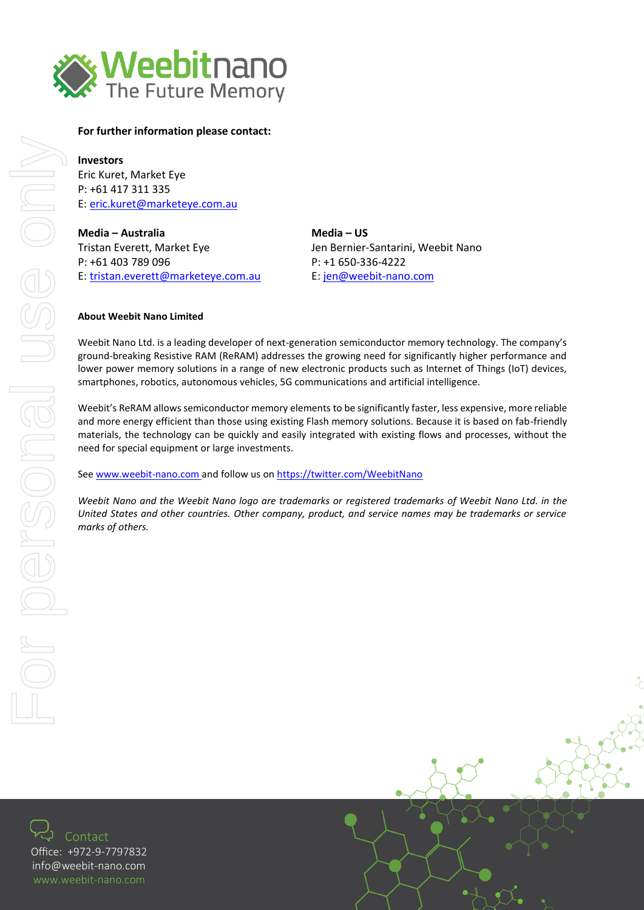**For further information please contact:**

**Investors**
Eric Kuret, Market Eye
P: +61 417 311 335
E: eric.kuret@marketeye.com.au

**Media – Australia**
Tristan Everett, Market Eye
P: +61 403 789 096
E: tristan.everett@marketeye.com.au

**Media – US**
Jen Bernier-Santarini, Weebit Nano
P: +1 650-336-4222
E: jen@weebit-nano.com

**About Weebit Nano Limited**

Weebit Nano Ltd. is a leading developer of next-generation semiconductor memory technology. The company's ground-breaking Resistive RAM (ReRAM) addresses the growing need for significantly higher performance and lower power memory solutions in a range of new electronic products such as Internet of Things (IoT) devices, smartphones, robotics, autonomous vehicles, 5G communications and artificial intelligence.

Weebit's ReRAM allows semiconductor memory elements to be significantly faster, less expensive, more reliable and more energy efficient than those using existing Flash memory solutions. Because it is based on fab-friendly materials, the technology can be quickly and easily integrated with existing flows and processes, without the need for special equipment or large investments.

See www.weebit-nano.com and follow us on https://twitter.com/WeebitNano

*Weebit Nano and the Weebit Nano logo are trademarks or registered trademarks of Weebit Nano Ltd. in the United States and other countries. Other company, product, and service names may be trademarks or service marks of others.*

Contact
Office: +972-9-7797832
info@weebit-nano.com
www.weebit-nano.com